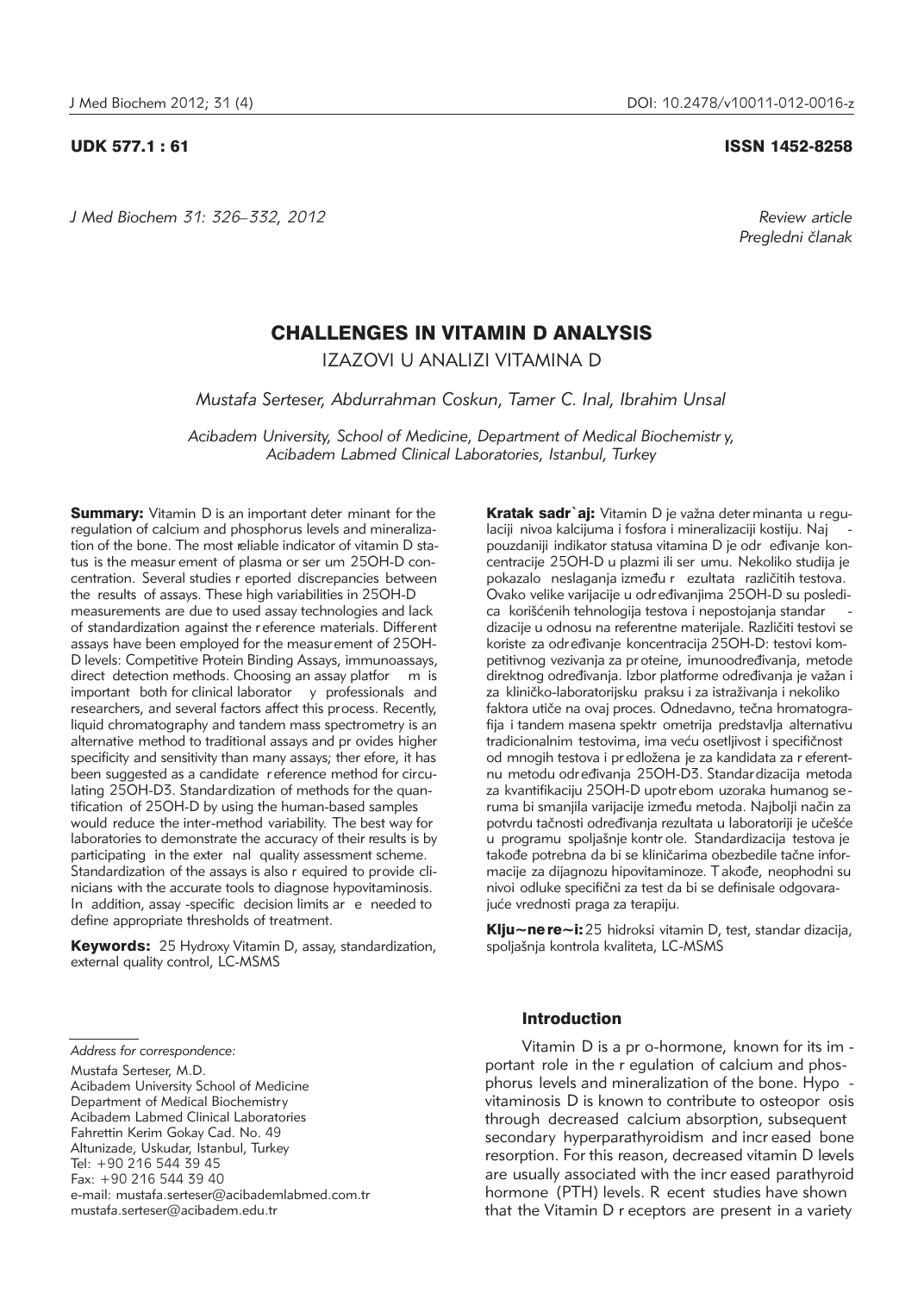UDK 577.1 : 61

ISSN 1452-8258

*Review article*
*Pregledni članak*

# CHALLENGES IN VITAMIN D ANALYSIS

## IZAZOVI U ANALIZI VITAMINA D

*Mustafa Serteser, Abdurrahman Coskun, Tamer C. Inal, Ibrahim Unsal*

*Acibadem University, School of Medicine, Department of Medical Biochemistry, Acibadem Labmed Clinical Laboratories, Istanbul, Turkey*

**Summary:** Vitamin D is an important determinant for the regulation of calcium and phosphorus levels and mineralization of the bone. The most reliable indicator of vitamin D status is the measurement of plasma or serum 25OH-D concentration. Several studies reported discrepancies between the results of assays. These high variabilities in 25OH-D measurements are due to used assay technologies and lack of standardization against the reference materials. Different assays have been employed for the measurement of 25OH-D levels: Competitive Protein Binding Assays, immunoassays, direct detection methods. Choosing an assay platform is important both for clinical laboratory professionals and researchers, and several factors affect this process. Recently, liquid chromatography and tandem mass spectrometry is an alternative method to traditional assays and provides higher specificity and sensitivity than many assays; therefore, it has been suggested as a candidate reference method for circulating 25OH-D3. Standardization of methods for the quantification of 25OH-D by using the human-based samples would reduce the inter-method variability. The best way for laboratories to demonstrate the accuracy of their results is by participating in the external quality assessment scheme. Standardization of the assays is also required to provide clinicians with the accurate tools to diagnose hypovitaminosis. In addition, assay-specific decision limits are needed to define appropriate thresholds of treatment.

**Keywords:** 25 Hydroxy Vitamin D, assay, standardization, external quality control, LC-MSMS

**Kratak sadržaj:** Vitamin D je važna determinanta u regulaciji nivoa kalcijuma i fosfora i mineralizaciji kostiju. Najpouzdaniji indikator statusa vitamina D je određivanje koncentracije 25OH-D u plazmi ili serumu. Nekoliko studija je pokazalo neslaganja između rezultata različitih testova. Ovako velike varijacije u određivanjima 25OH-D su posledica korišćenih tehnologija testova i nepostojanja standardizacije u odnosu na referentne materijale. Različiti testovi se koriste za određivanje koncentracija 25OH-D: testovi kompetitivnog vezivanja za proteine, imunoodređivanja, metode direktnog određivanja. Izbor platforme određivanja je važan i za kliničko-laboratorijsku praksu i za istraživanja i nekoliko faktora utiče na ovaj proces. Odnedavno, tečna hromatografija i tandem masena spektrometrija predstavlja alternativu tradicionalnim testovima, ima veću osetljivost i specifičnost od mnogih testova i predložena je za kandidata za referentnu metodu određivanja 25OH-D3. Standardizacija metoda za kvantifikaciju 25OH-D upotrebom uzoraka humanog seruma bi smanjila varijacije između metoda. Najbolji način za potvrdu tačnosti određivanja rezultata u laboratoriji je učešće u programu spoljašnje kontrole. Standardizacija testova je takođe potrebna da bi se kliničarima obezbedile tačne informacije za dijagnozu hipovitaminoze. Takođe, neophodni su nivoi odluke specifični za test da bi se definisale odgovarajuće vrednosti praga za terapiju.

**Ključne reči:** 25 hidroksi vitamin D, test, standardizacija, spoljašnja kontrola kvaliteta, LC-MSMS

*Address for correspondence:*

Mustafa Serteser, M.D.
Acibadem University School of Medicine
Department of Medical Biochemistry
Acibadem Labmed Clinical Laboratories
Fahrettin Kerim Gokay Cad. No. 49
Altunizade, Uskudar, Istanbul, Turkey
Tel: +90 216 544 39 45
Fax: +90 216 544 39 40
e-mail: mustafa.serteser@acibademlabmed.com.tr
mustafa.serteser@acibadem.edu.tr

### Introduction

Vitamin D is a pro-hormone, known for its important role in the regulation of calcium and phosphorus levels and mineralization of the bone. Hypovitaminosis D is known to contribute to osteoporosis through decreased calcium absorption, subsequent secondary hyperparathyroidism and increased bone resorption. For this reason, decreased vitamin D levels are usually associated with the increased parathyroid hormone (PTH) levels. Recent studies have shown that the Vitamin D receptors are present in a variety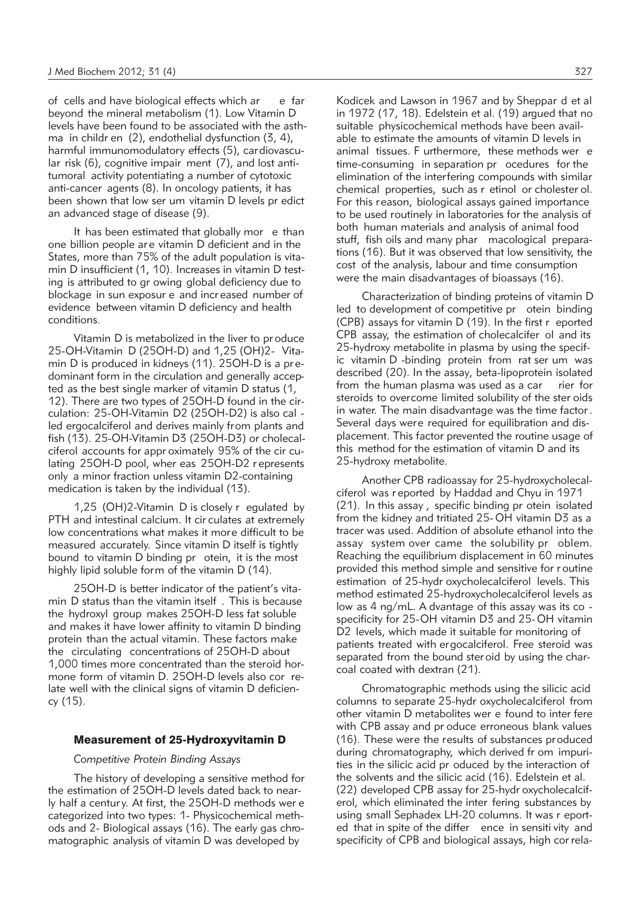of cells and have biological effects which are far beyond the mineral metabolism (1). Low Vitamin D levels have been found to be associated with the asthma in children (2), endothelial dysfunction (3, 4), harmful immunomodulatory effects (5), cardiovascular risk (6), cognitive impairment (7), and lost antitumoral activity potentiating a number of cytotoxic anti-cancer agents (8). In oncology patients, it has been shown that low serum vitamin D levels predict an advanced stage of disease (9).

It has been estimated that globally more than one billion people are vitamin D deficient and in the States, more than 75% of the adult population is vitamin D insufficient (1, 10). Increases in vitamin D testing is attributed to growing global deficiency due to blockage in sun exposure and increased number of evidence between vitamin D deficiency and health conditions.

Vitamin D is metabolized in the liver to produce 25-OH-Vitamin D (25OH-D) and 1,25 (OH)2- Vitamin D is produced in kidneys (11). 25OH-D is a predominant form in the circulation and generally accepted as the best single marker of vitamin D status (1, 12). There are two types of 25OH-D found in the circulation: 25-OH-Vitamin D2 (25OH-D2) is also called ergocalciferol and derives mainly from plants and fish (13). 25-OH-Vitamin D3 (25OH-D3) or cholecalciferol accounts for approximately 95% of the circulating 25OH-D pool, whereas 25OH-D2 represents only a minor fraction unless vitamin D2-containing medication is taken by the individual (13).

1,25 (OH)2-Vitamin D is closely regulated by PTH and intestinal calcium. It circulates at extremely low concentrations what makes it more difficult to be measured accurately. Since vitamin D itself is tightly bound to vitamin D binding protein, it is the most highly lipid soluble form of the vitamin D (14).

25OH-D is better indicator of the patient's vitamin D status than the vitamin itself. This is because the hydroxyl group makes 25OH-D less fat soluble and makes it have lower affinity to vitamin D binding protein than the actual vitamin. These factors make the circulating concentrations of 25OH-D about 1,000 times more concentrated than the steroid hormone form of vitamin D. 25OH-D levels also correlate well with the clinical signs of vitamin D deficiency (15).

## Measurement of 25-Hydroxyvitamin D

### *Competitive Protein Binding Assays*

The history of developing a sensitive method for the estimation of 25OH-D levels dated back to nearly half a century. At first, the 25OH-D methods were categorized into two types: 1- Physicochemical methods and 2- Biological assays (16). The early gas chromatographic analysis of vitamin D was developed by Kodicek and Lawson in 1967 and by Sheppard et al in 1972 (17, 18). Edelstein et al. (19) argued that no suitable physicochemical methods have been available to estimate the amounts of vitamin D levels in animal tissues. Furthermore, these methods were time-consuming in separation procedures for the elimination of the interfering compounds with similar chemical properties, such as retinol or cholesterol. For this reason, biological assays gained importance to be used routinely in laboratories for the analysis of both human materials and analysis of animal food stuff, fish oils and many pharmacological preparations (16). But it was observed that low sensitivity, the cost of the analysis, labour and time consumption were the main disadvantages of bioassays (16).

Characterization of binding proteins of vitamin D led to development of competitive protein binding (CPB) assays for vitamin D (19). In the first reported CPB assay, the estimation of cholecalciferol and its 25-hydroxy metabolite in plasma by using the specific vitamin D-binding protein from rat serum was described (20). In the assay, beta-lipoprotein isolated from the human plasma was used as a carrier for steroids to overcome limited solubility of the steroids in water. The main disadvantage was the time factor. Several days were required for equilibration and displacement. This factor prevented the routine usage of this method for the estimation of vitamin D and its 25-hydroxy metabolite.

Another CPB radioassay for 25-hydroxycholecalciferol was reported by Haddad and Chyu in 1971 (21). In this assay, specific binding protein isolated from the kidney and tritiated 25-OH vitamin D3 as a tracer was used. Addition of absolute ethanol into the assay system overcame the solubility problem. Reaching the equilibrium displacement in 60 minutes provided this method simple and sensitive for routine estimation of 25-hydroxycholecalciferol levels. This method estimated 25-hydroxycholecalciferol levels as low as 4 ng/mL. Advantage of this assay was its co-specificity for 25-OH vitamin D3 and 25-OH vitamin D2 levels, which made it suitable for monitoring of patients treated with ergocalciferol. Free steroid was separated from the bound steroid by using the charcoal coated with dextran (21).

Chromatographic methods using the silicic acid columns to separate 25-hydroxycholecalciferol from other vitamin D metabolites were found to interfere with CPB assay and produce erroneous blank values (16). These were the results of substances produced during chromatography, which derived from impurities in the silicic acid produced by the interaction of the solvents and the silicic acid (16). Edelstein et al. (22) developed CPB assay for 25-hydroxycholecalciferol, which eliminated the interfering substances by using small Sephadex LH-20 columns. It was reported that in spite of the difference in sensitivity and specificity of CPB and biological assays, high correla-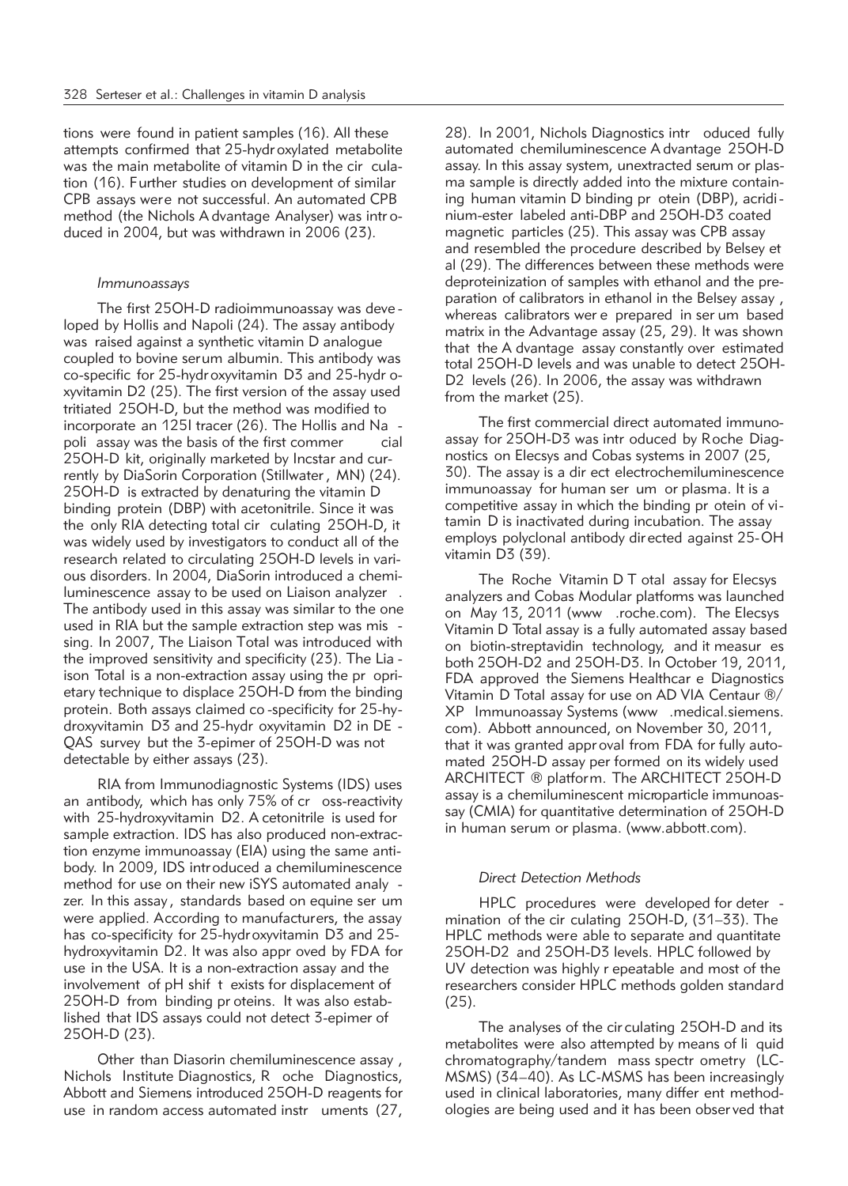tions were found in patient samples (16). All these attempts confirmed that 25-hydroxylated metabolite was the main metabolite of vitamin D in the circulation (16). Further studies on development of similar CPB assays were not successful. An automated CPB method (the Nichols Advantage Analyser) was introduced in 2004, but was withdrawn in 2006 (23).

### *Immunoassays*

The first 25OH-D radioimmunoassay was developed by Hollis and Napoli (24). The assay antibody was raised against a synthetic vitamin D analogue coupled to bovine serum albumin. This antibody was co-specific for 25-hydroxyvitamin D3 and 25-hydroxyvitamin D2 (25). The first version of the assay used tritiated 25OH-D, but the method was modified to incorporate an 125I tracer (26). The Hollis and Napoli assay was the basis of the first commercial 25OH-D kit, originally marketed by Incstar and currently by DiaSorin Corporation (Stillwater, MN) (24). 25OH-D is extracted by denaturing the vitamin D binding protein (DBP) with acetonitrile. Since it was the only RIA detecting total circulating 25OH-D, it was widely used by investigators to conduct all of the research related to circulating 25OH-D levels in various disorders. In 2004, DiaSorin introduced a chemiluminescence assay to be used on Liaison analyzer. The antibody used in this assay was similar to the one used in RIA but the sample extraction step was missing. In 2007, The Liaison Total was introduced with the improved sensitivity and specificity (23). The Liaison Total is a non-extraction assay using the proprietary technique to displace 25OH-D from the binding protein. Both assays claimed co-specificity for 25-hydroxyvitamin D3 and 25-hydroxyvitamin D2 in DEQAS survey but the 3-epimer of 25OH-D was not detectable by either assays (23).

RIA from Immunodiagnostic Systems (IDS) uses an antibody, which has only 75% of cross-reactivity with 25-hydroxyvitamin D2. Acetonitrile is used for sample extraction. IDS has also produced non-extraction enzyme immunoassay (EIA) using the same antibody. In 2009, IDS introduced a chemiluminescence method for use on their new iSYS automated analyzer. In this assay, standards based on equine serum were applied. According to manufacturers, the assay has co-specificity for 25-hydroxyvitamin D3 and 25-hydroxyvitamin D2. It was also approved by FDA for use in the USA. It is a non-extraction assay and the involvement of pH shift exists for displacement of 25OH-D from binding proteins. It was also established that IDS assays could not detect 3-epimer of 25OH-D (23).

Other than Diasorin chemiluminescence assay, Nichols Institute Diagnostics, Roche Diagnostics, Abbott and Siemens introduced 25OH-D reagents for use in random access automated instruments (27, 28). In 2001, Nichols Diagnostics introduced fully automated chemiluminescence Advantage 25OH-D assay. In this assay system, unextracted serum or plasma sample is directly added into the mixture containing human vitamin D binding protein (DBP), acridinium-ester labeled anti-DBP and 25OH-D3 coated magnetic particles (25). This assay was CPB assay and resembled the procedure described by Belsey et al (29). The differences between these methods were deproteinization of samples with ethanol and the preparation of calibrators in ethanol in the Belsey assay, whereas calibrators were prepared in serum based matrix in the Advantage assay (25, 29). It was shown that the Advantage assay constantly overestimated total 25OH-D levels and was unable to detect 25OH-D2 levels (26). In 2006, the assay was withdrawn from the market (25).

The first commercial direct automated immunoassay for 25OH-D3 was introduced by Roche Diagnostics on Elecsys and Cobas systems in 2007 (25, 30). The assay is a direct electrochemiluminescence immunoassay for human serum or plasma. It is a competitive assay in which the binding protein of vitamin D is inactivated during incubation. The assay employs polyclonal antibody directed against 25-OH vitamin D3 (39).

The Roche Vitamin D Total assay for Elecsys analyzers and Cobas Modular platforms was launched on May 13, 2011 (www.roche.com). The Elecsys Vitamin D Total assay is a fully automated assay based on biotin-streptavidin technology, and it measures both 25OH-D2 and 25OH-D3. In October 19, 2011, FDA approved the Siemens Healthcare Diagnostics Vitamin D Total assay for use on ADVIA Centaur®/XP Immunoassay Systems (www.medical.siemens.com). Abbott announced, on November 30, 2011, that it was granted approval from FDA for fully automated 25OH-D assay performed on its widely used ARCHITECT® platform. The ARCHITECT 25OH-D assay is a chemiluminescent microparticle immunoassay (CMIA) for quantitative determination of 25OH-D in human serum or plasma. (www.abbott.com).

### *Direct Detection Methods*

HPLC procedures were developed for determination of the circulating 25OH-D, (31–33). The HPLC methods were able to separate and quantitate 25OH-D2 and 25OH-D3 levels. HPLC followed by UV detection was highly repeatable and most of the researchers consider HPLC methods golden standard (25).

The analyses of the circulating 25OH-D and its metabolites were also attempted by means of liquid chromatography/tandem mass spectrometry (LC-MSMS) (34–40). As LC-MSMS has been increasingly used in clinical laboratories, many different methodologies are being used and it has been observed that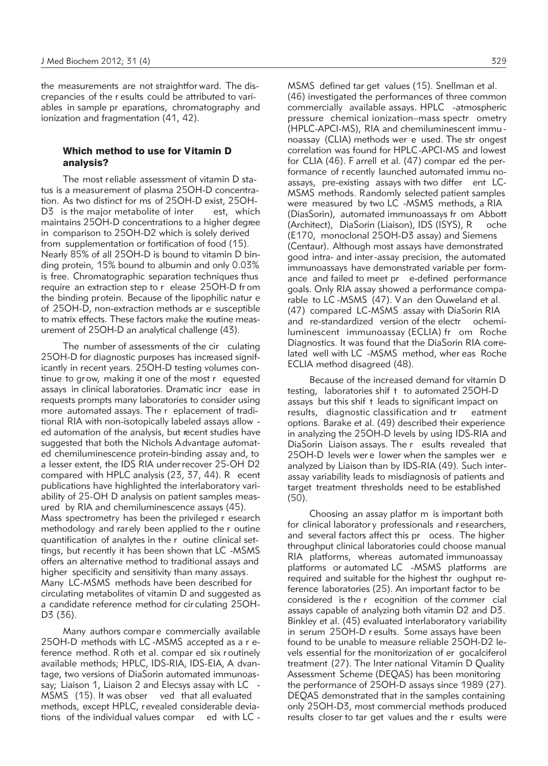the measurements are not straightforward. The discrepancies of the results could be attributed to variables in sample preparations, chromatography and ionization and fragmentation (41, 42).

## Which method to use for Vitamin D analysis?

The most reliable assessment of vitamin D status is a measurement of plasma 25OH-D concentration. As two distinct forms of 25OH-D exist, 25OH-D3 is the major metabolite of interest, which maintains 25OH-D concentrations to a higher degree in comparison to 25OH-D2 which is solely derived from supplementation or fortification of food (15). Nearly 85% of all 25OH-D is bound to vitamin D binding protein, 15% bound to albumin and only 0.03% is free. Chromatographic separation techniques thus require an extraction step to release 25OH-D from the binding protein. Because of the lipophilic nature of 25OH-D, non-extraction methods are susceptible to matrix effects. These factors make the routine measurement of 25OH-D an analytical challenge (43).

The number of assessments of the circulating 25OH-D for diagnostic purposes has increased significantly in recent years. 25OH-D testing volumes continue to grow, making it one of the most requested assays in clinical laboratories. Dramatic increase in requests prompts many laboratories to consider using more automated assays. The replacement of traditional RIA with non-isotopically labeled assays allowed automation of the analysis, but recent studies have suggested that both the Nichols Advantage automated chemiluminescence protein-binding assay and, to a lesser extent, the IDS RIA underrecover 25-OH D2 compared with HPLC analysis (23, 37, 44). Recent publications have highlighted the interlaboratory variability of 25-OH D analysis on patient samples measured by RIA and chemiluminescence assays (45). Mass spectrometry has been the privileged research methodology and rarely been applied to the routine quantification of analytes in the routine clinical settings, but recently it has been shown that LC-MSMS offers an alternative method to traditional assays and higher specificity and sensitivity than many assays. Many LC-MSMS methods have been described for circulating metabolites of vitamin D and suggested as a candidate reference method for circulating 25OH-D3 (36).

Many authors compare commercially available 25OH-D methods with LC-MSMS accepted as a reference method. Roth et al. compared six routinely available methods; HPLC, IDS-RIA, IDS-EIA, Advantage, two versions of DiaSorin automated immunoassay; Liaison 1, Liaison 2 and Elecsys assay with LC-MSMS (15). It was observed that all evaluated methods, except HPLC, revealed considerable deviations of the individual values compared with LC-MSMS defined target values (15). Snellman et al. (46) investigated the performances of three common commercially available assays. HPLC-atmospheric pressure chemical ionization–mass spectrometry (HPLC-APCI-MS), RIA and chemiluminescent immunoassay (CLIA) methods were used. The strongest correlation was found for HPLC-APCI-MS and lowest for CLIA (46). Farrell et al. (47) compared the performance of recently launched automated immunoassays, pre-existing assays with two different LC-MSMS methods. Randomly selected patient samples were measured by two LC-MSMS methods, a RIA (DiasSorin), automated immunoassays from Abbott (Architect), DiaSorin (Liaison), IDS (ISYS), Roche (E170, monoclonal 25OH-D3 assay) and Siemens (Centaur). Although most assays have demonstrated good intra- and inter-assay precision, the automated immunoassays have demonstrated variable performance and failed to meet pre-defined performance goals. Only RIA assay showed a performance comparable to LC-MSMS (47). Van den Ouweland et al. (47) compared LC-MSMS assay with DiaSorin RIA and re-standardized version of the electrochemiluminescent immunoassay (ECLIA) from Roche Diagnostics. It was found that the DiaSorin RIA correlated well with LC-MSMS method, whereas Roche ECLIA method disagreed (48).

Because of the increased demand for vitamin D testing, laboratories shift to automated 25OH-D assays but this shift leads to significant impact on results, diagnostic classification and treatment options. Barake et al. (49) described their experience in analyzing the 25OH-D levels by using IDS-RIA and DiaSorin Liaison assays. The results revealed that 25OH-D levels were lower when the samples were analyzed by Liaison than by IDS-RIA (49). Such inter-assay variability leads to misdiagnosis of patients and target treatment thresholds need to be established (50).

Choosing an assay platform is important both for clinical laboratory professionals and researchers, and several factors affect this process. The higher throughput clinical laboratories could choose manual RIA platforms, whereas automated immunoassay platforms or automated LC-MSMS platforms are required and suitable for the highest throughput reference laboratories (25). An important factor to be considered is the recognition of the commercial assays capable of analyzing both vitamin D2 and D3. Binkley et al. (45) evaluated interlaboratory variability in serum 25OH-D results. Some assays have been found to be unable to measure reliable 25OH-D2 levels essential for the monitorization of ergocalciferol treatment (27). The International Vitamin D Quality Assessment Scheme (DEQAS) has been monitoring the performance of 25OH-D assays since 1989 (27). DEQAS demonstrated that in the samples containing only 25OH-D3, most commercial methods produced results closer to target values and the results were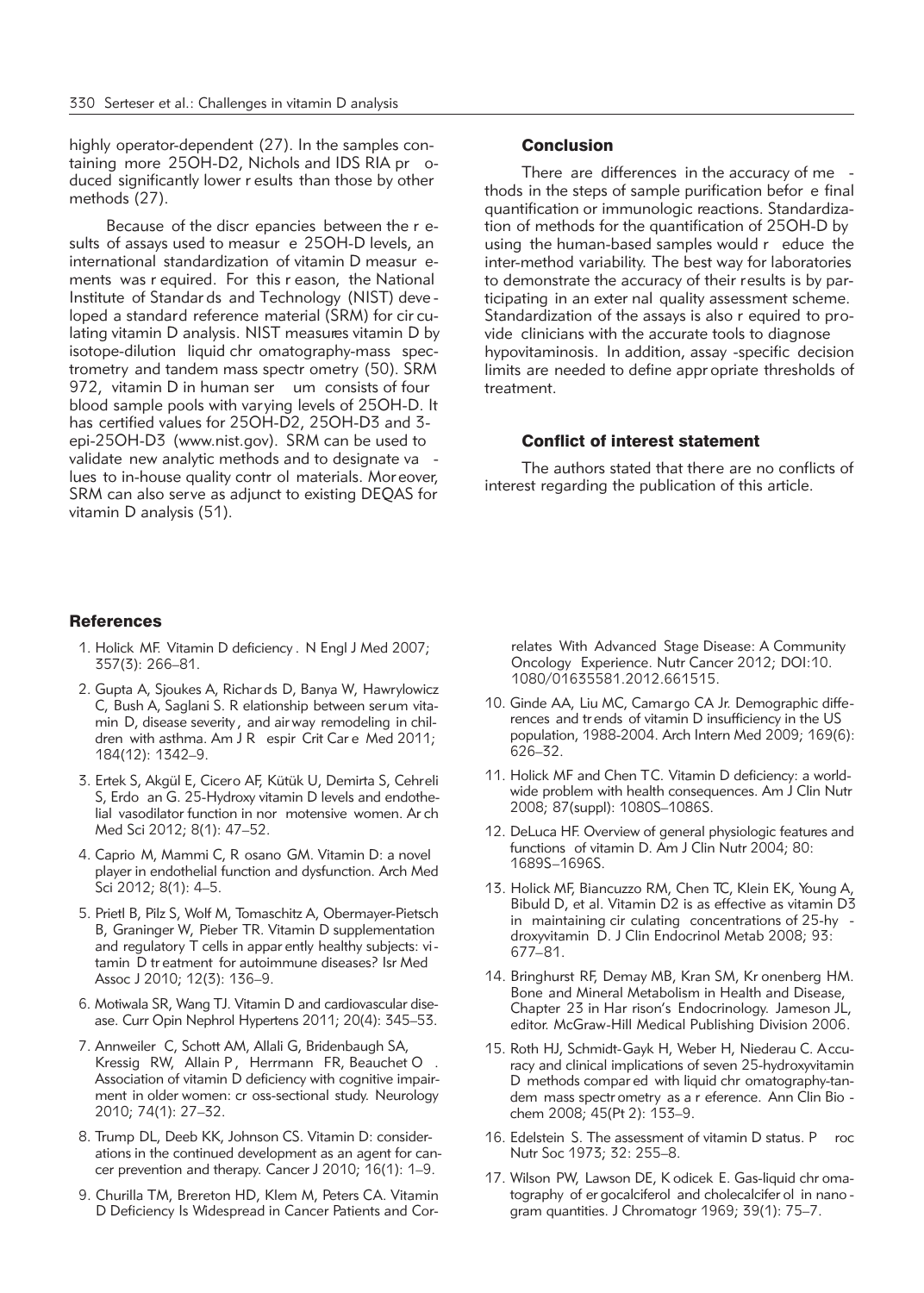highly operator-dependent (27). In the samples containing more 25OH-D2, Nichols and IDS RIA produced significantly lower results than those by other methods (27).

Because of the discrepancies between the results of assays used to measure 25OH-D levels, an international standardization of vitamin D measurements was required. For this reason, the National Institute of Standards and Technology (NIST) developed a standard reference material (SRM) for circulating vitamin D analysis. NIST measures vitamin D by isotope-dilution liquid chromatography-mass spectrometry and tandem mass spectrometry (50). SRM 972, vitamin D in human serum consists of four blood sample pools with varying levels of 25OH-D. It has certified values for 25OH-D2, 25OH-D3 and 3-epi-25OH-D3 (www.nist.gov). SRM can be used to validate new analytic methods and to designate values to in-house quality control materials. Moreover, SRM can also serve as adjunct to existing DEQAS for vitamin D analysis (51).

## Conclusion

There are differences in the accuracy of methods in the steps of sample purification before final quantification or immunologic reactions. Standardization of methods for the quantification of 25OH-D by using the human-based samples would reduce the inter-method variability. The best way for laboratories to demonstrate the accuracy of their results is by participating in an external quality assessment scheme. Standardization of the assays is also required to provide clinicians with the accurate tools to diagnose hypovitaminosis. In addition, assay-specific decision limits are needed to define appropriate thresholds of treatment.

## Conflict of interest statement

The authors stated that there are no conflicts of interest regarding the publication of this article.

## References

1. Holick MF. Vitamin D deficiency. N Engl J Med 2007; 357(3): 266–81.
2. Gupta A, Sjoukes A, Richards D, Banya W, Hawrylowicz C, Bush A, Saglani S. Relationship between serum vitamin D, disease severity, and airway remodeling in children with asthma. Am J Respir Crit Care Med 2011; 184(12): 1342–9.
3. Ertek S, Akgül E, Cicero AF, Kütük U, Demirta S, Cehreli S, Erdo an G. 25-Hydroxy vitamin D levels and endothelial vasodilator function in normotensive women. Arch Med Sci 2012; 8(1): 47–52.
4. Caprio M, Mammi C, Rosano GM. Vitamin D: a novel player in endothelial function and dysfunction. Arch Med Sci 2012; 8(1): 4–5.
5. Prietl B, Pilz S, Wolf M, Tomaschitz A, Obermayer-Pietsch B, Graninger W, Pieber TR. Vitamin D supplementation and regulatory T cells in apparently healthy subjects: vitamin D treatment for autoimmune diseases? Isr Med Assoc J 2010; 12(3): 136–9.
6. Motiwala SR, Wang TJ. Vitamin D and cardiovascular disease. Curr Opin Nephrol Hypertens 2011; 20(4): 345–53.
7. Annweiler C, Schott AM, Allali G, Bridenbaugh SA, Kressig RW, Allain P, Herrmann FR, Beauchet O. Association of vitamin D deficiency with cognitive impairment in older women: cross-sectional study. Neurology 2010; 74(1): 27–32.
8. Trump DL, Deeb KK, Johnson CS. Vitamin D: considerations in the continued development as an agent for cancer prevention and therapy. Cancer J 2010; 16(1): 1–9.
9. Churilla TM, Brereton HD, Klem M, Peters CA. Vitamin D Deficiency Is Widespread in Cancer Patients and Correlates With Advanced Stage Disease: A Community Oncology Experience. Nutr Cancer 2012; DOI:10.1080/01635581.2012.661515.
10. Ginde AA, Liu MC, Camargo CA Jr. Demographic differences and trends of vitamin D insufficiency in the US population, 1988-2004. Arch Intern Med 2009; 169(6): 626–32.
11. Holick MF and Chen TC. Vitamin D deficiency: a worldwide problem with health consequences. Am J Clin Nutr 2008; 87(suppl): 1080S–1086S.
12. DeLuca HF. Overview of general physiologic features and functions of vitamin D. Am J Clin Nutr 2004; 80: 1689S–1696S.
13. Holick MF, Biancuzzo RM, Chen TC, Klein EK, Young A, Bibuld D, et al. Vitamin D2 is as effective as vitamin D3 in maintaining circulating concentrations of 25-hydroxyvitamin D. J Clin Endocrinol Metab 2008; 93: 677–81.
14. Bringhurst RF, Demay MB, Kran SM, Kronenberg HM. Bone and Mineral Metabolism in Health and Disease, Chapter 23 in Harrison's Endocrinology. Jameson JL, editor. McGraw-Hill Medical Publishing Division 2006.
15. Roth HJ, Schmidt-Gayk H, Weber H, Niederau C. Accuracy and clinical implications of seven 25-hydroxyvitamin D methods compared with liquid chromatography-tandem mass spectrometry as a reference. Ann Clin Biochem 2008; 45(Pt 2): 153–9.
16. Edelstein S. The assessment of vitamin D status. Proc Nutr Soc 1973; 32: 255–8.
17. Wilson PW, Lawson DE, Kodicek E. Gas-liquid chromatography of ergocalciferol and cholecalciferol in nanogram quantities. J Chromatogr 1969; 39(1): 75–7.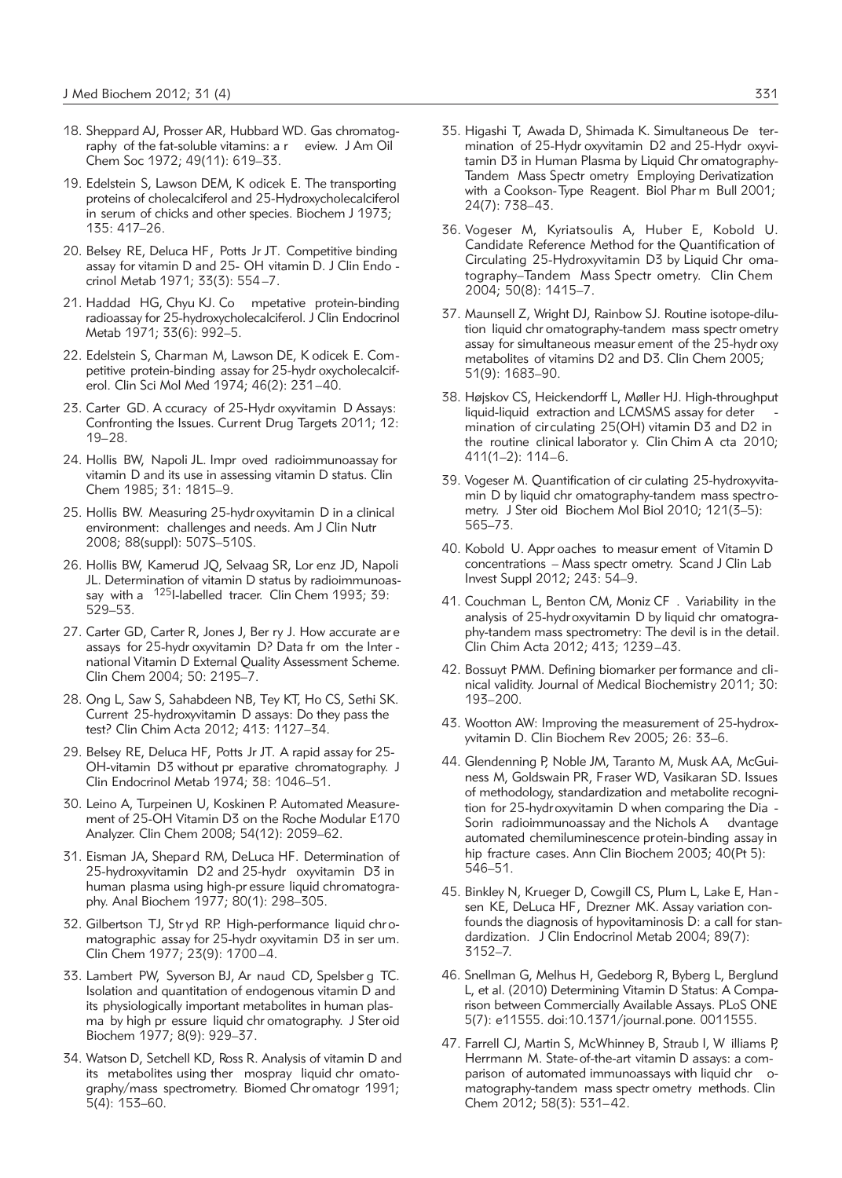18. Sheppard AJ, Prosser AR, Hubbard WD. Gas chromatography of the fat-soluble vitamins: a review. J Am Oil Chem Soc 1972; 49(11): 619–33.

19. Edelstein S, Lawson DEM, Kodicek E. The transporting proteins of cholecalciferol and 25-Hydroxycholecalciferol in serum of chicks and other species. Biochem J 1973; 135: 417–26.

20. Belsey RE, Deluca HF, Potts Jr JT. Competitive binding assay for vitamin D and 25- OH vitamin D. J Clin Endocrinol Metab 1971; 33(3): 554–7.

21. Haddad HG, Chyu KJ. Competative protein-binding radioassay for 25-hydroxycholecalciferol. J Clin Endocrinol Metab 1971; 33(6): 992–5.

22. Edelstein S, Charman M, Lawson DE, Kodicek E. Competitive protein-binding assay for 25-hydroxycholecalciferol. Clin Sci Mol Med 1974; 46(2): 231–40.

23. Carter GD. Accuracy of 25-Hydroxyvitamin D Assays: Confronting the Issues. Current Drug Targets 2011; 12: 19–28.

24. Hollis BW, Napoli JL. Improved radioimmunoassay for vitamin D and its use in assessing vitamin D status. Clin Chem 1985; 31: 1815–9.

25. Hollis BW. Measuring 25-hydroxyvitamin D in a clinical environment: challenges and needs. Am J Clin Nutr 2008; 88(suppl): 507S–510S.

26. Hollis BW, Kamerud JQ, Selvaag SR, Lorenz JD, Napoli JL. Determination of vitamin D status by radioimmunoassay with a $^{125}$I-labelled tracer. Clin Chem 1993; 39: 529–53.

27. Carter GD, Carter R, Jones J, Berry J. How accurate are assays for 25-hydroxyvitamin D? Data from the International Vitamin D External Quality Assessment Scheme. Clin Chem 2004; 50: 2195–7.

28. Ong L, Saw S, Sahabdeen NB, Tey KT, Ho CS, Sethi SK. Current 25-hydroxyvitamin D assays: Do they pass the test? Clin Chim Acta 2012; 413: 1127–34.

29. Belsey RE, Deluca HF, Potts Jr JT. A rapid assay for 25-OH-vitamin D3 without preparative chromatography. J Clin Endocrinol Metab 1974; 38: 1046–51.

30. Leino A, Turpeinen U, Koskinen P. Automated Measurement of 25-OH Vitamin D3 on the Roche Modular E170 Analyzer. Clin Chem 2008; 54(12): 2059–62.

31. Eisman JA, Shepard RM, DeLuca HF. Determination of 25-hydroxyvitamin D2 and 25-hydroxyvitamin D3 in human plasma using high-pressure liquid chromatography. Anal Biochem 1977; 80(1): 298–305.

32. Gilbertson TJ, Stryd RP. High-performance liquid chromatographic assay for 25-hydroxyvitamin D3 in serum. Clin Chem 1977; 23(9): 1700–4.

33. Lambert PW, Syverson BJ, Arnaud CD, Spelsberg TC. Isolation and quantitation of endogenous vitamin D and its physiologically important metabolites in human plasma by high pressure liquid chromatography. J Steroid Biochem 1977; 8(9): 929–37.

34. Watson D, Setchell KD, Ross R. Analysis of vitamin D and its metabolites using thermospray liquid chromatography/mass spectrometry. Biomed Chromatogr 1991; 5(4): 153–60.

35. Higashi T, Awada D, Shimada K. Simultaneous Determination of 25-Hydroxyvitamin D2 and 25-Hydroxyvitamin D3 in Human Plasma by Liquid Chromatography-Tandem Mass Spectrometry Employing Derivatization with a Cookson-Type Reagent. Biol Pharm Bull 2001; 24(7): 738–43.

36. Vogeser M, Kyriatsoulis A, Huber E, Kobold U. Candidate Reference Method for the Quantification of Circulating 25-Hydroxyvitamin D3 by Liquid Chromatography–Tandem Mass Spectrometry. Clin Chem 2004; 50(8): 1415–7.

37. Maunsell Z, Wright DJ, Rainbow SJ. Routine isotope-dilution liquid chromatography-tandem mass spectrometry assay for simultaneous measurement of the 25-hydroxy metabolites of vitamins D2 and D3. Clin Chem 2005; 51(9): 1683–90.

38. Højskov CS, Heickendorff L, Møller HJ. High-throughput liquid-liquid extraction and LCMSMS assay for determination of circulating 25(OH) vitamin D3 and D2 in the routine clinical laboratory. Clin Chim Acta 2010; 411(1–2): 114–6.

39. Vogeser M. Quantification of circulating 25-hydroxyvitamin D by liquid chromatography-tandem mass spectrometry. J Steroid Biochem Mol Biol 2010; 121(3–5): 565–73.

40. Kobold U. Approaches to measurement of Vitamin D concentrations – Mass spectrometry. Scand J Clin Lab Invest Suppl 2012; 243: 54–9.

41. Couchman L, Benton CM, Moniz CF. Variability in the analysis of 25-hydroxyvitamin D by liquid chromatography-tandem mass spectrometry: The devil is in the detail. Clin Chim Acta 2012; 413; 1239–43.

42. Bossuyt PMM. Defining biomarker performance and clinical validity. Journal of Medical Biochemistry 2011; 30: 193–200.

43. Wootton AW: Improving the measurement of 25-hydroxyvitamin D. Clin Biochem Rev 2005; 26: 33–6.

44. Glendenning P, Noble JM, Taranto M, Musk AA, McGuiness M, Goldswain PR, Fraser WD, Vasikaran SD. Issues of methodology, standardization and metabolite recognition for 25-hydroxyvitamin D when comparing the Dia-Sorin radioimmunoassay and the Nichols Advantage automated chemiluminescence protein-binding assay in hip fracture cases. Ann Clin Biochem 2003; 40(Pt 5): 546–51.

45. Binkley N, Krueger D, Cowgill CS, Plum L, Lake E, Hansen KE, DeLuca HF, Drezner MK. Assay variation confounds the diagnosis of hypovitaminosis D: a call for standardization. J Clin Endocrinol Metab 2004; 89(7): 3152–7.

46. Snellman G, Melhus H, Gedeborg R, Byberg L, Berglund L, et al. (2010) Determining Vitamin D Status: A Comparison between Commercially Available Assays. PLoS ONE 5(7): e11555. doi:10.1371/journal.pone. 0011555.

47. Farrell CJ, Martin S, McWhinney B, Straub I, Williams P, Herrmann M. State-of-the-art vitamin D assays: a comparison of automated immunoassays with liquid chromatography-tandem mass spectrometry methods. Clin Chem 2012; 58(3): 531–42.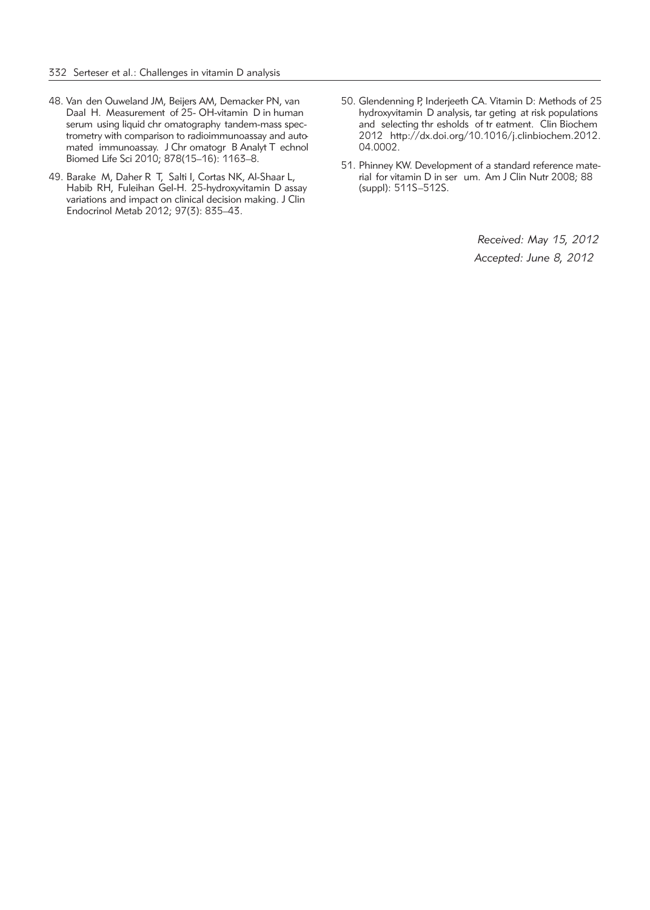48. Van den Ouweland JM, Beijers AM, Demacker PN, van Daal H. Measurement of 25- OH-vitamin D in human serum using liquid chr omatography tandem-mass spectrometry with comparison to radioimmunoassay and automated immunoassay. J Chr omatogr B Analyt T echnol Biomed Life Sci 2010; 878(15–16): 1163–8.

49. Barake M, Daher R T, Salti I, Cortas NK, Al-Shaar L, Habib RH, Fuleihan Gel-H. 25-hydroxyvitamin D assay variations and impact on clinical decision making. J Clin Endocrinol Metab 2012; 97(3): 835–43.

50. Glendenning P, Inderjeeth CA. Vitamin D: Methods of 25 hydroxyvitamin D analysis, tar geting at risk populations and selecting thr esholds of tr eatment. Clin Biochem 2012 http://dx.doi.org/10.1016/j.clinbiochem.2012.04.0002.

51. Phinney KW. Development of a standard reference material for vitamin D in ser um. Am J Clin Nutr 2008; 88 (suppl): 511S–512S.

*Received: May 15, 2012*
*Accepted: June 8, 2012*